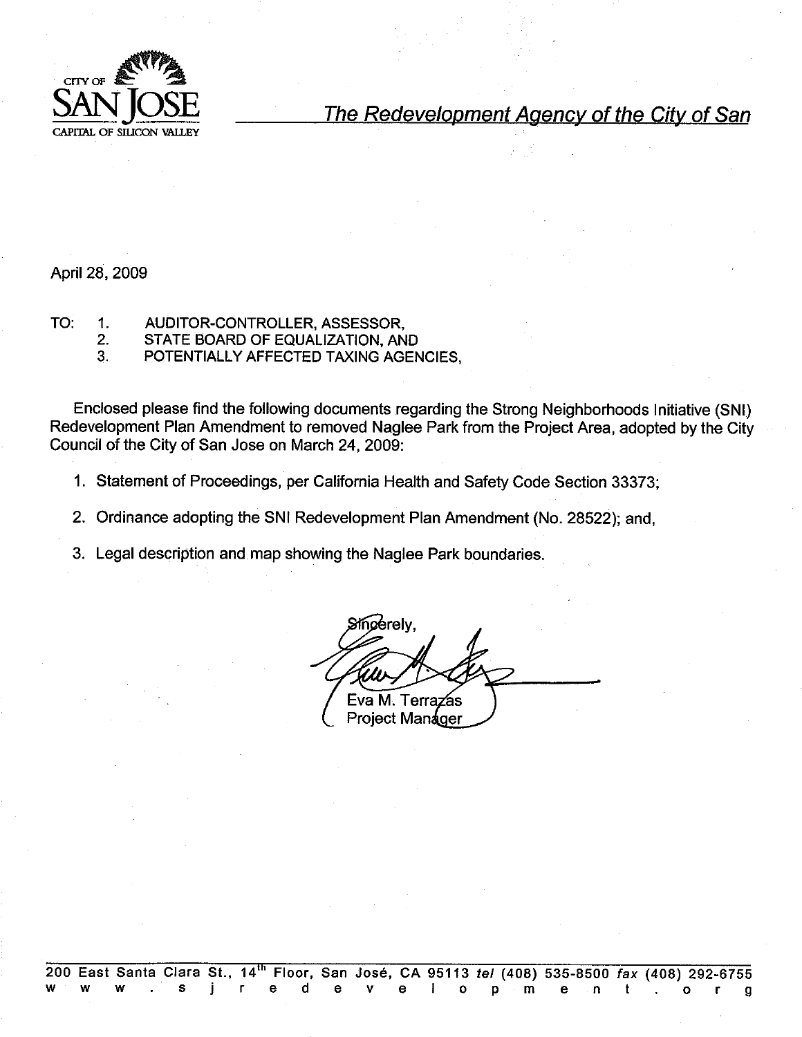CITY OF
SAN JOSE
CAPITAL OF SILICON VALLEY

*The Redevelopment Agency of the City of San*

April 28, 2009

TO:
1. AUDITOR-CONTROLLER, ASSESSOR,
2. STATE BOARD OF EQUALIZATION, AND
3. POTENTIALLY AFFECTED TAXING AGENCIES,

Enclosed please find the following documents regarding the Strong Neighborhoods Initiative (SNI) Redevelopment Plan Amendment to removed Naglee Park from the Project Area, adopted by the City Council of the City of San Jose on March 24, 2009:

1. Statement of Proceedings, per California Health and Safety Code Section 33373;
2. Ordinance adopting the SNI Redevelopment Plan Amendment (No. 28522); and,
3. Legal description and map showing the Naglee Park boundaries.

Sincerely,

Eva M. Terrazas
Project Manager

200 East Santa Clara St., 14th Floor, San José, CA 95113 *tel* (408) 535-8500 *fax* (408) 292-6755
www.sjredevelopment.org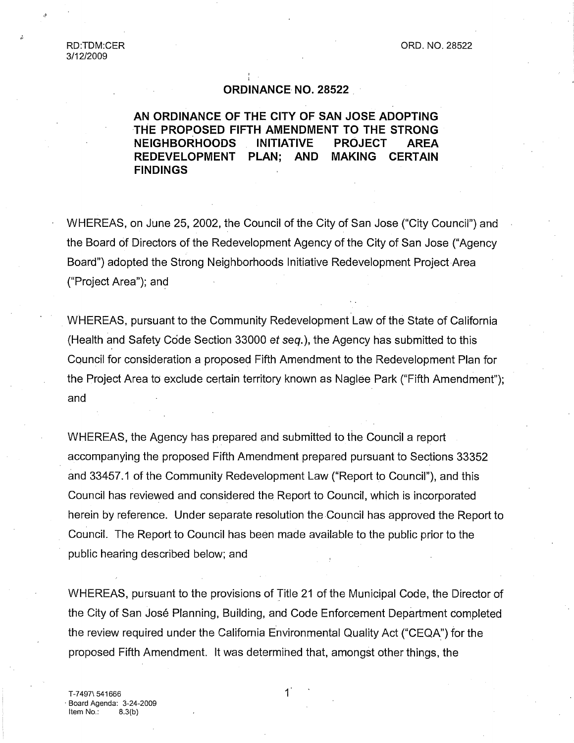# ORDINANCE NO. 28522

**AN ORDINANCE OF THE CITY OF SAN JOSE ADOPTING THE PROPOSED FIFTH AMENDMENT TO THE STRONG NEIGHBORHOODS INITIATIVE PROJECT AREA REDEVELOPMENT PLAN; AND MAKING CERTAIN FINDINGS**

WHEREAS, on June 25, 2002, the Council of the City of San Jose ("City Council") and the Board of Directors of the Redevelopment Agency of the City of San Jose ("Agency Board") adopted the Strong Neighborhoods Initiative Redevelopment Project Area ("Project Area"); and

WHEREAS, pursuant to the Community Redevelopment Law of the State of California (Health and Safety Code Section 33000 *et seq.*), the Agency has submitted to this Council for consideration a proposed Fifth Amendment to the Redevelopment Plan for the Project Area to exclude certain territory known as Naglee Park ("Fifth Amendment"); and

WHEREAS, the Agency has prepared and submitted to the Council a report accompanying the proposed Fifth Amendment prepared pursuant to Sections 33352 and 33457.1 of the Community Redevelopment Law ("Report to Council"), and this Council has reviewed and considered the Report to Council, which is incorporated herein by reference. Under separate resolution the Council has approved the Report to Council. The Report to Council has been made available to the public prior to the public hearing described below; and

WHEREAS, pursuant to the provisions of Title 21 of the Municipal Code, the Director of the City of San José Planning, Building, and Code Enforcement Department completed the review required under the California Environmental Quality Act ("CEQA") for the proposed Fifth Amendment. It was determined that, amongst other things, the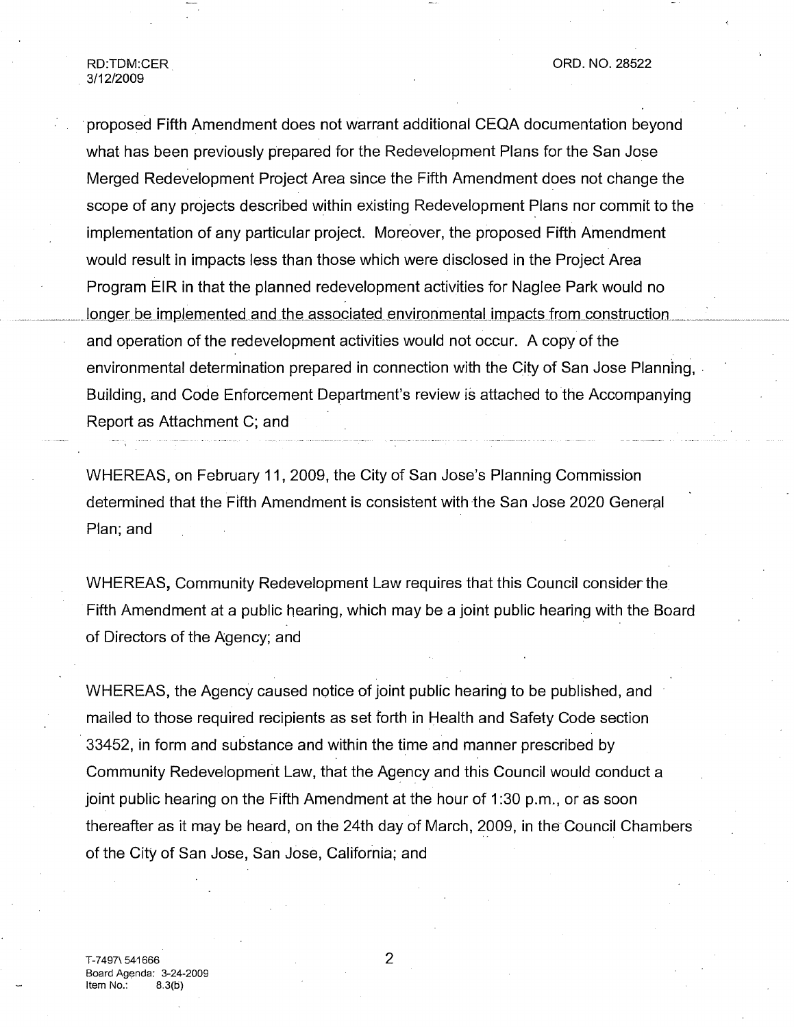proposed Fifth Amendment does not warrant additional CEQA documentation beyond what has been previously prepared for the Redevelopment Plans for the San Jose Merged Redevelopment Project Area since the Fifth Amendment does not change the scope of any projects described within existing Redevelopment Plans nor commit to the implementation of any particular project. Moreover, the proposed Fifth Amendment would result in impacts less than those which were disclosed in the Project Area Program EIR in that the planned redevelopment activities for Naglee Park would no longer be implemented and the associated environmental impacts from construction and operation of the redevelopment activities would not occur. A copy of the environmental determination prepared in connection with the City of San Jose Planning, Building, and Code Enforcement Department's review is attached to the Accompanying Report as Attachment C; and

WHEREAS, on February 11, 2009, the City of San Jose's Planning Commission determined that the Fifth Amendment is consistent with the San Jose 2020 General Plan; and

WHEREAS, Community Redevelopment Law requires that this Council consider the Fifth Amendment at a public hearing, which may be a joint public hearing with the Board of Directors of the Agency; and

WHEREAS, the Agency caused notice of joint public hearing to be published, and mailed to those required recipients as set forth in Health and Safety Code section 33452, in form and substance and within the time and manner prescribed by Community Redevelopment Law, that the Agency and this Council would conduct a joint public hearing on the Fifth Amendment at the hour of 1:30 p.m., or as soon thereafter as it may be heard, on the 24th day of March, 2009, in the Council Chambers of the City of San Jose, San Jose, California; and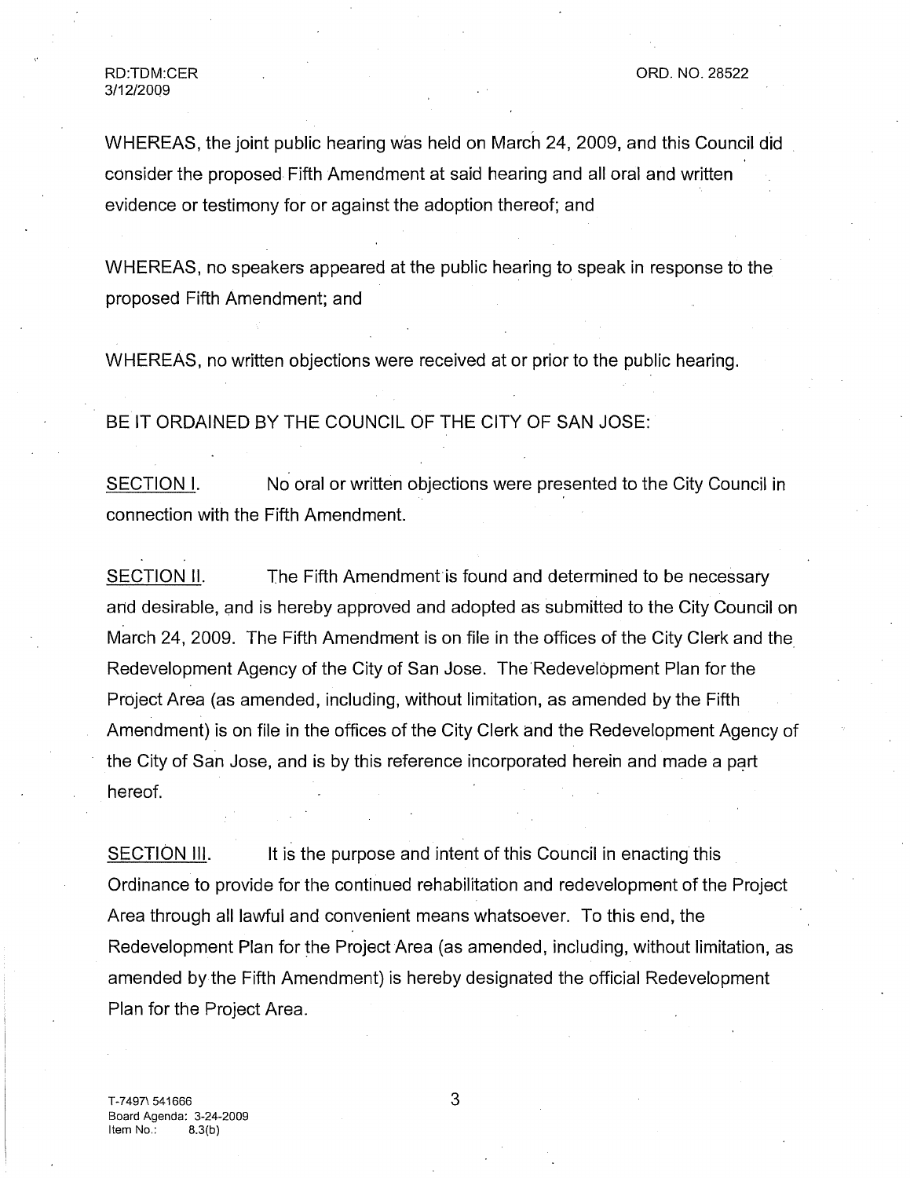WHEREAS, the joint public hearing was held on March 24, 2009, and this Council did consider the proposed Fifth Amendment at said hearing and all oral and written evidence or testimony for or against the adoption thereof; and

WHEREAS, no speakers appeared at the public hearing to speak in response to the proposed Fifth Amendment; and

WHEREAS, no written objections were received at or prior to the public hearing.

BE IT ORDAINED BY THE COUNCIL OF THE CITY OF SAN JOSE:

SECTION I. No oral or written objections were presented to the City Council in connection with the Fifth Amendment.

SECTION II. The Fifth Amendment is found and determined to be necessary and desirable, and is hereby approved and adopted as submitted to the City Council on March 24, 2009. The Fifth Amendment is on file in the offices of the City Clerk and the Redevelopment Agency of the City of San Jose. The Redevelopment Plan for the Project Area (as amended, including, without limitation, as amended by the Fifth Amendment) is on file in the offices of the City Clerk and the Redevelopment Agency of the City of San Jose, and is by this reference incorporated herein and made a part hereof.

SECTION III. It is the purpose and intent of this Council in enacting this Ordinance to provide for the continued rehabilitation and redevelopment of the Project Area through all lawful and convenient means whatsoever. To this end, the Redevelopment Plan for the Project Area (as amended, including, without limitation, as amended by the Fifth Amendment) is hereby designated the official Redevelopment Plan for the Project Area.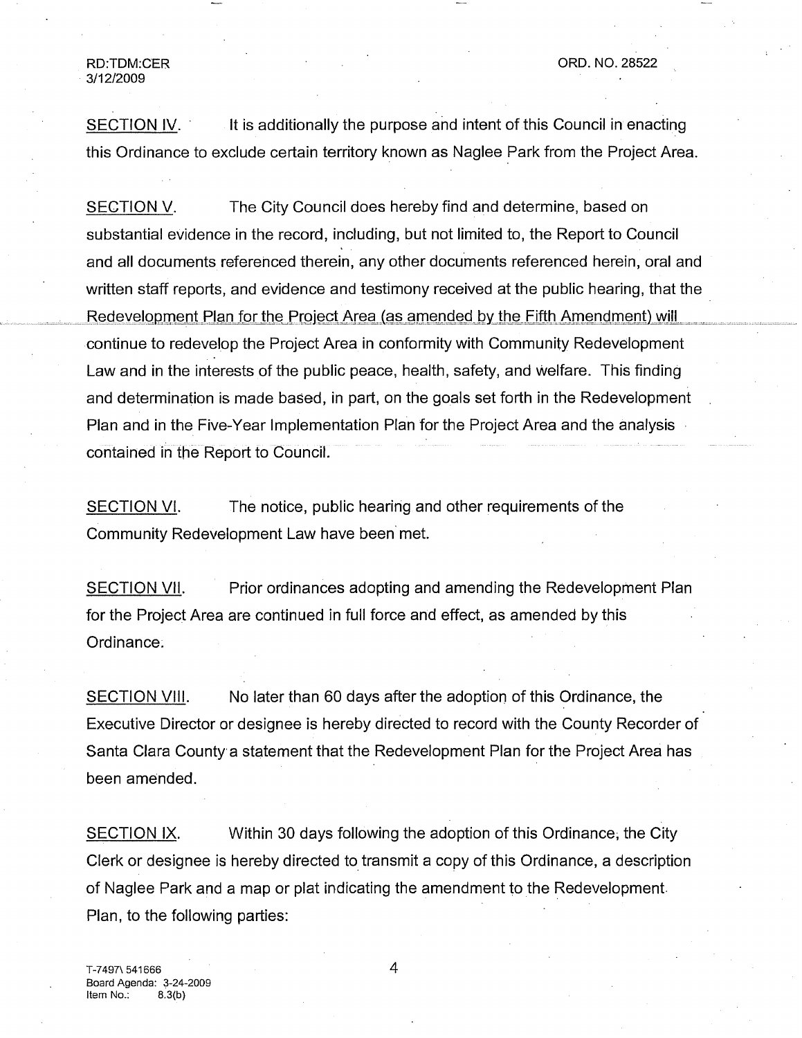SECTION IV. It is additionally the purpose and intent of this Council in enacting this Ordinance to exclude certain territory known as Naglee Park from the Project Area.

SECTION V. The City Council does hereby find and determine, based on substantial evidence in the record, including, but not limited to, the Report to Council and all documents referenced therein, any other documents referenced herein, oral and written staff reports, and evidence and testimony received at the public hearing, that the Redevelopment Plan for the Project Area (as amended by the Fifth Amendment) will continue to redevelop the Project Area in conformity with Community Redevelopment Law and in the interests of the public peace, health, safety, and welfare. This finding and determination is made based, in part, on the goals set forth in the Redevelopment Plan and in the Five-Year Implementation Plan for the Project Area and the analysis contained in the Report to Council.

SECTION VI. The notice, public hearing and other requirements of the Community Redevelopment Law have been met.

SECTION VII. Prior ordinances adopting and amending the Redevelopment Plan for the Project Area are continued in full force and effect, as amended by this Ordinance.

SECTION VIII. No later than 60 days after the adoption of this Ordinance, the Executive Director or designee is hereby directed to record with the County Recorder of Santa Clara County a statement that the Redevelopment Plan for the Project Area has been amended.

SECTION IX. Within 30 days following the adoption of this Ordinance, the City Clerk or designee is hereby directed to transmit a copy of this Ordinance, a description of Naglee Park and a map or plat indicating the amendment to the Redevelopment Plan, to the following parties: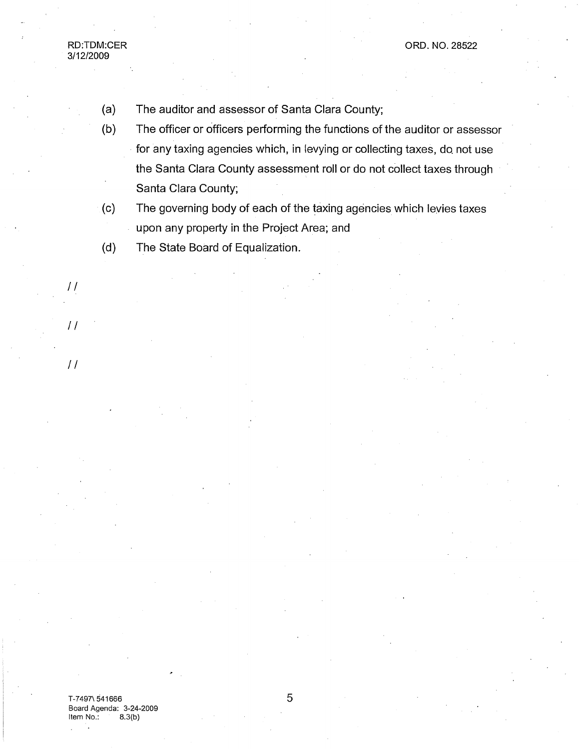(a) The auditor and assessor of Santa Clara County;

(b) The officer or officers performing the functions of the auditor or assessor for any taxing agencies which, in levying or collecting taxes, do not use the Santa Clara County assessment roll or do not collect taxes through Santa Clara County;

(c) The governing body of each of the taxing agencies which levies taxes upon any property in the Project Area; and

(d) The State Board of Equalization.

//

//

//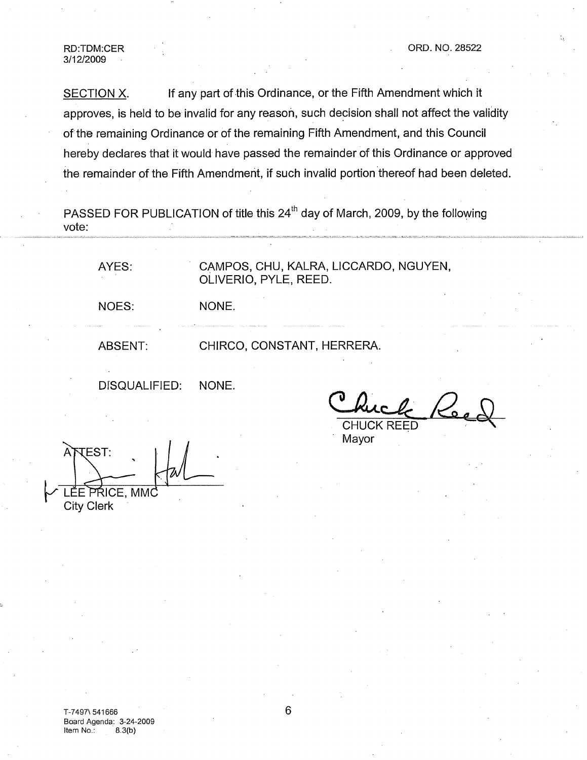RD:TDM:CER
3/12/2009

ORD. NO. 28522

SECTION X. If any part of this Ordinance, or the Fifth Amendment which it approves, is held to be invalid for any reason, such decision shall not affect the validity of the remaining Ordinance or of the remaining Fifth Amendment, and this Council hereby declares that it would have passed the remainder of this Ordinance or approved the remainder of the Fifth Amendment, if such invalid portion thereof had been deleted.

PASSED FOR PUBLICATION of title this 24th day of March, 2009, by the following vote:

| | |
|---|---|
| AYES: | CAMPOS, CHU, KALRA, LICCARDO, NGUYEN, OLIVERIO, PYLE, REED. |
| NOES: | NONE. |
| ABSENT: | CHIRCO, CONSTANT, HERRERA. |
| DISQUALIFIED: | NONE. |

CHUCK REED
Mayor

ATTEST:

LEE PRICE, MMC
City Clerk

T-7497\ 541666
Board Agenda: 3-24-2009
Item No.: 8.3(b)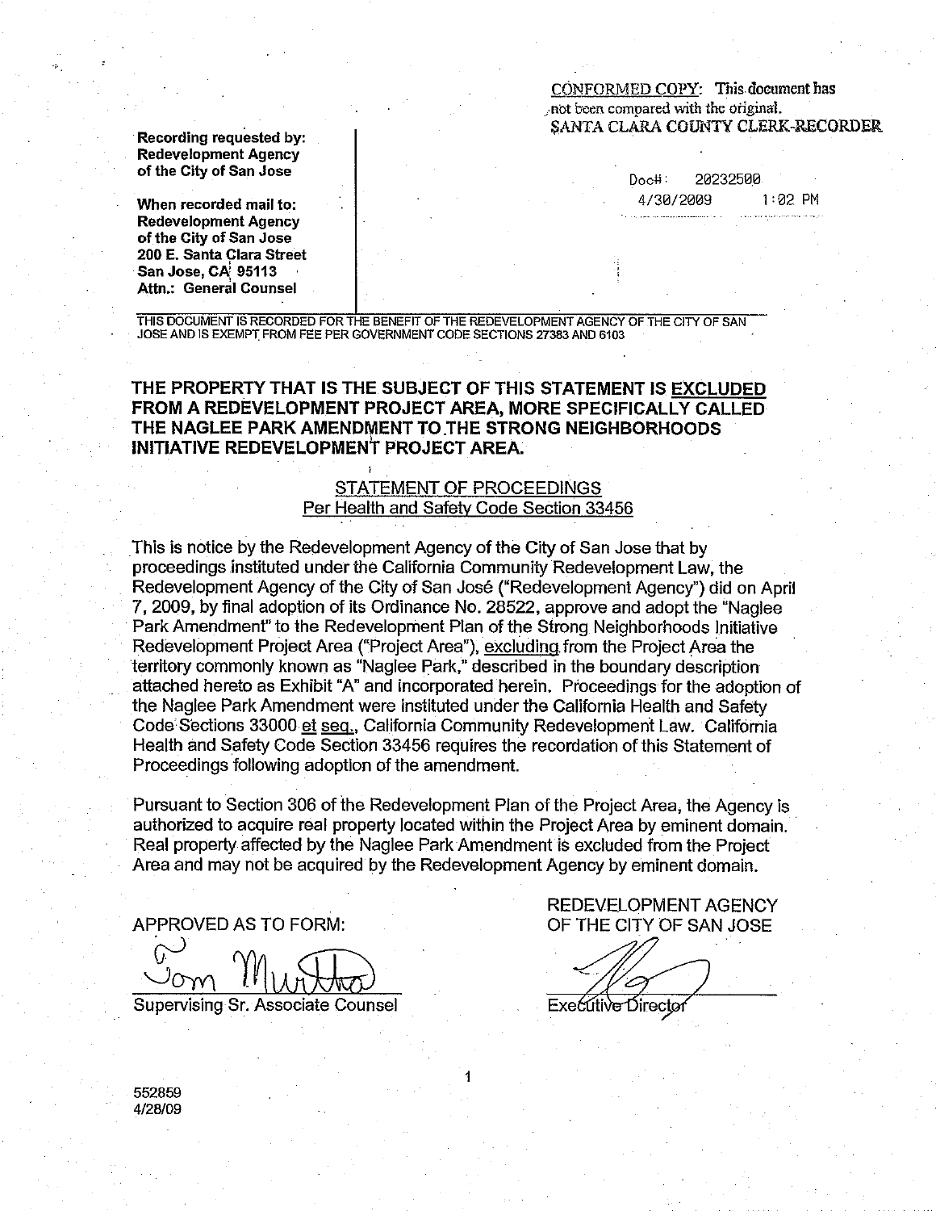CONFORMED COPY: This document has not been compared with the original.
SANTA CLARA COUNTY CLERK-RECORDER

Doc#: 20232500
4/30/2009 1:02 PM

**Recording requested by:**
**Redevelopment Agency of the City of San Jose**

**When recorded mail to:**
**Redevelopment Agency of the City of San Jose**
**200 E. Santa Clara Street**
**San Jose, CA 95113**
**Attn.: General Counsel**

THIS DOCUMENT IS RECORDED FOR THE BENEFIT OF THE REDEVELOPMENT AGENCY OF THE CITY OF SAN JOSE AND IS EXEMPT FROM FEE PER GOVERNMENT CODE SECTIONS 27383 AND 6103

**THE PROPERTY THAT IS THE SUBJECT OF THIS STATEMENT IS <u>EXCLUDED</u> FROM A REDEVELOPMENT PROJECT AREA, MORE SPECIFICALLY CALLED THE NAGLEE PARK AMENDMENT TO THE STRONG NEIGHBORHOODS INITIATIVE REDEVELOPMENT PROJECT AREA.**

<u>STATEMENT OF PROCEEDINGS</u>
<u>Per Health and Safety Code Section 33456</u>

This is notice by the Redevelopment Agency of the City of San Jose that by proceedings instituted under the California Community Redevelopment Law, the Redevelopment Agency of the City of San José ("Redevelopment Agency") did on April 7, 2009, by final adoption of its Ordinance No. 28522, approve and adopt the "Naglee Park Amendment" to the Redevelopment Plan of the Strong Neighborhoods Initiative Redevelopment Project Area ("Project Area"), <u>excluding</u> from the Project Area the territory commonly known as "Naglee Park," described in the boundary description attached hereto as Exhibit "A" and incorporated herein. Proceedings for the adoption of the Naglee Park Amendment were instituted under the California Health and Safety Code Sections 33000 <u>et seq.</u>, California Community Redevelopment Law. California Health and Safety Code Section 33456 requires the recordation of this Statement of Proceedings following adoption of the amendment.

Pursuant to Section 306 of the Redevelopment Plan of the Project Area, the Agency is authorized to acquire real property located within the Project Area by eminent domain. Real property affected by the Naglee Park Amendment is excluded from the Project Area and may not be acquired by the Redevelopment Agency by eminent domain.

APPROVED AS TO FORM:

Tom Murtha
Supervising Sr. Associate Counsel

REDEVELOPMENT AGENCY OF THE CITY OF SAN JOSE

Executive Director

552859
4/28/09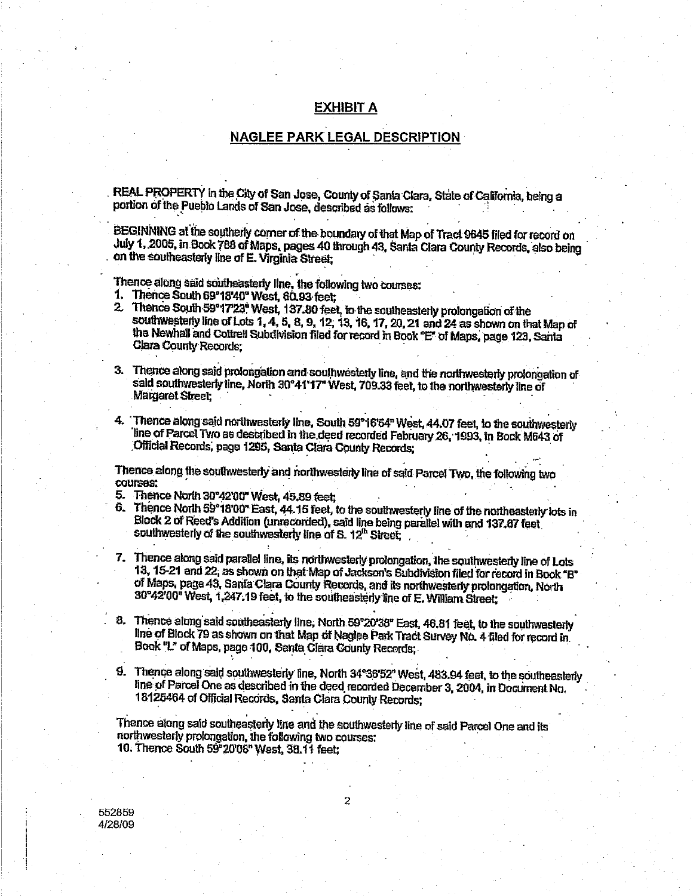## EXHIBIT A

## NAGLEE PARK LEGAL DESCRIPTION

REAL PROPERTY in the City of San Jose, County of Santa Clara, State of California, being a portion of the Pueblo Lands of San Jose, described as follows:

BEGINNING at the southerly corner of the boundary of that Map of Tract 9645 filed for record on July 1, 2005, in Book 788 of Maps, pages 40 through 43, Santa Clara County Records, also being on the southeasterly line of E. Virginia Street;

Thence along said southeasterly line, the following two courses:

1. Thence South 69°18'40" West, 60.93 feet;
2. Thence South 59°17'23" West, 137.80 feet, to the southeasterly prolongation of the southwesterly line of Lots 1, 4, 5, 8, 9, 12, 13, 16, 17, 20, 21 and 24 as shown on that Map of the Newhall and Cottrell Subdivision filed for record in Book "E" of Maps, page 123, Santa Clara County Records;
3. Thence along said prolongation and southwesterly line, and the northwesterly prolongation of said southwesterly line, North 30°41'17" West, 709.33 feet, to the northwesterly line of Margaret Street;
4. Thence along said northwesterly line, South 59°16'54" West, 44.07 feet, to the southwesterly line of Parcel Two as described in the deed recorded February 26, 1993, in Book M643 of Official Records, page 1295, Santa Clara County Records;

Thence along the southwesterly and northwesterly line of said Parcel Two, the following two courses:

5. Thence North 30°42'00" West, 45.89 feet;
6. Thence North 59°18'00" East, 44.15 feet, to the southwesterly line of the northeasterly lots in Block 2 of Reed's Addition (unrecorded), said line being parallel with and 137.87 feet southwesterly of the southwesterly line of S. 12th Street;
7. Thence along said parallel line, its northwesterly prolongation, the southwesterly line of Lots 13, 15-21 and 22, as shown on that Map of Jackson's Subdivision filed for record in Book "B" of Maps, page 43, Santa Clara County Records, and its northwesterly prolongation, North 30°42'00" West, 1,247.19 feet, to the southeasterly line of E. William Street;
8. Thence along said southeasterly line, North 59°20'38" East, 46.81 feet, to the southwesterly line of Block 79 as shown on that Map of Naglee Park Tract Survey No. 4 filed for record in Book "L" of Maps, page 100, Santa Clara County Records;
9. Thence along said southwesterly line, North 34°36'52" West, 483.94 feet, to the southeasterly line of Parcel One as described in the deed recorded December 3, 2004, in Document No. 18125464 of Official Records, Santa Clara County Records;

Thence along said southeasterly line and the southwesterly line of said Parcel One and its northwesterly prolongation, the following two courses:

10. Thence South 59°20'06" West, 38.11 feet;

552859
4/28/09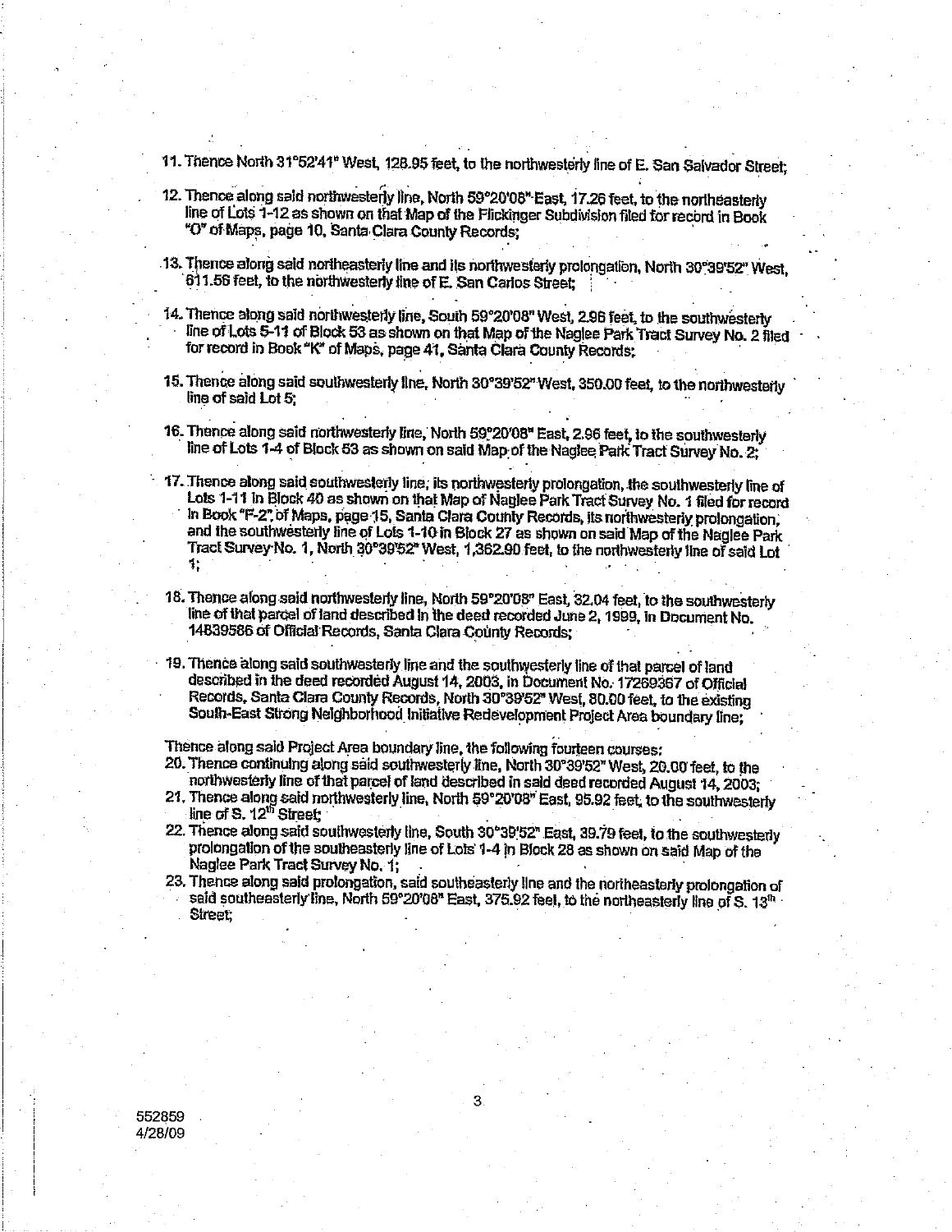11. Thence North 31°52'41" West, 128.95 feet, to the northwesterly line of E. San Salvador Street;

12. Thence along said northwesterly line, North 59°20'08" East, 17.26 feet, to the northeasterly line of Lots 1-12 as shown on that Map of the Flickinger Subdivision filed for record in Book "O" of Maps, page 10, Santa Clara County Records;

13. Thence along said northeasterly line and its northwesterly prolongation, North 30°39'52" West, 611.56 feet, to the northwesterly line of E. San Carlos Street;

14. Thence along said northwesterly line, South 59°20'08" West, 2.96 feet, to the southwesterly line of Lots 5-11 of Block 53 as shown on that Map of the Naglee Park Tract Survey No. 2 filed for record in Book "K" of Maps, page 41, Santa Clara County Records;

15. Thence along said southwesterly line, North 30°39'52" West, 350.00 feet, to the northwesterly line of said Lot 5;

16. Thence along said northwesterly line, North 59°20'08" East, 2.96 feet, to the southwesterly line of Lots 1-4 of Block 53 as shown on said Map of the Naglee Park Tract Survey No. 2;

17. Thence along said southwesterly line, its northwesterly prolongation, the southwesterly line of Lots 1-11 in Block 40 as shown on that Map of Naglee Park Tract Survey No. 1 filed for record in Book "F-2" of Maps, page 15, Santa Clara County Records, its northwesterly prolongation, and the southwesterly line of Lots 1-10 in Block 27 as shown on said Map of the Naglee Park Tract Survey No. 1, North 30°39'52" West, 1,362.90 feet, to the northwesterly line of said Lot 1;

18. Thence along said northwesterly line, North 59°20'08" East, 32.04 feet, to the southwesterly line of that parcel of land described in the deed recorded June 2, 1999, in Document No. 14839586 of Official Records, Santa Clara County Records;

19. Thence along said southwesterly line and the southwesterly line of that parcel of land described in the deed recorded August 14, 2003, in Document No. 17269367 of Official Records, Santa Clara County Records, North 30°39'52" West, 80.00 feet, to the existing South-East Strong Neighborhood Initiative Redevelopment Project Area boundary line;

Thence along said Project Area boundary line, the following fourteen courses:

20. Thence continuing along said southwesterly line, North 30°39'52" West, 20.00 feet, to the northwesterly line of that parcel of land described in said deed recorded August 14, 2003;
21. Thence along said northwesterly line, North 59°20'08" East, 95.92 feet, to the southwesterly line of S. 12th Street;
22. Thence along said southwesterly line, South 30°39'52" East, 39.79 feet, to the southwesterly prolongation of the southeasterly line of Lots 1-4 in Block 28 as shown on said Map of the Naglee Park Tract Survey No. 1;
23. Thence along said prolongation, said southeasterly line and the northeasterly prolongation of said southeasterly line, North 59°20'08" East, 375.92 feet, to the northeasterly line of S. 13th Street;

552859
4/28/09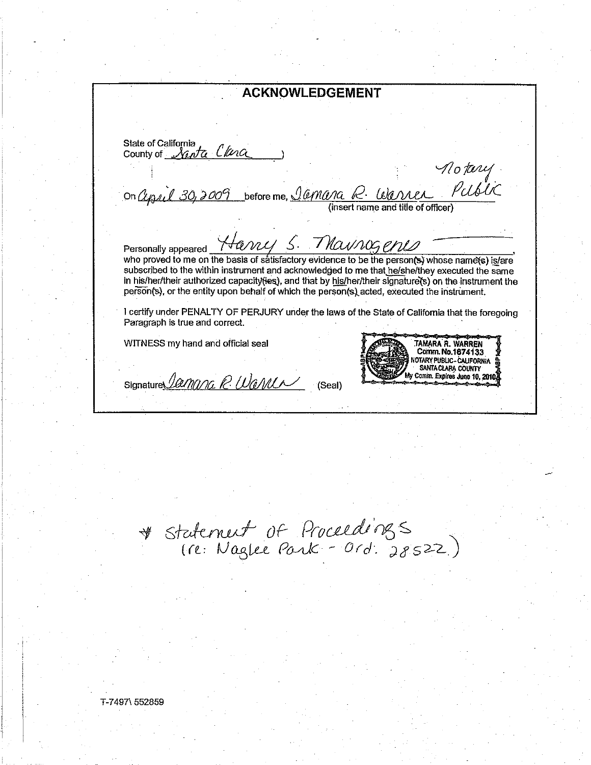# ACKNOWLEDGEMENT

State of California
County of Santa Clara )

On April 30, 2009 before me, Tamara R. Warren Notary Public
(insert name and title of officer)

Personally appeared Harry S. Mavrogenes,
who proved to me on the basis of satisfactory evidence to be the person(s) whose name(s) is/are subscribed to the within instrument and acknowledged to me that he/she/they executed the same in his/her/their authorized capacity(ies), and that by his/her/their signature(s) on the instrument the person(s), or the entity upon behalf of which the person(s) acted, executed the instrument.

I certify under PENALTY OF PERJURY under the laws of the State of California that the foregoing Paragraph is true and correct.

WITNESS my hand and official seal

Signature Tamara R. Warren (Seal)

TAMARA R. WARREN
Comm. No.1674133
NOTARY PUBLIC - CALIFORNIA
SANTA CLARA COUNTY
My Comm. Expires June 10, 2010

* Statement of Proceedings
(re: Naglee Park - Ord. 28522)

T-7497\ 552859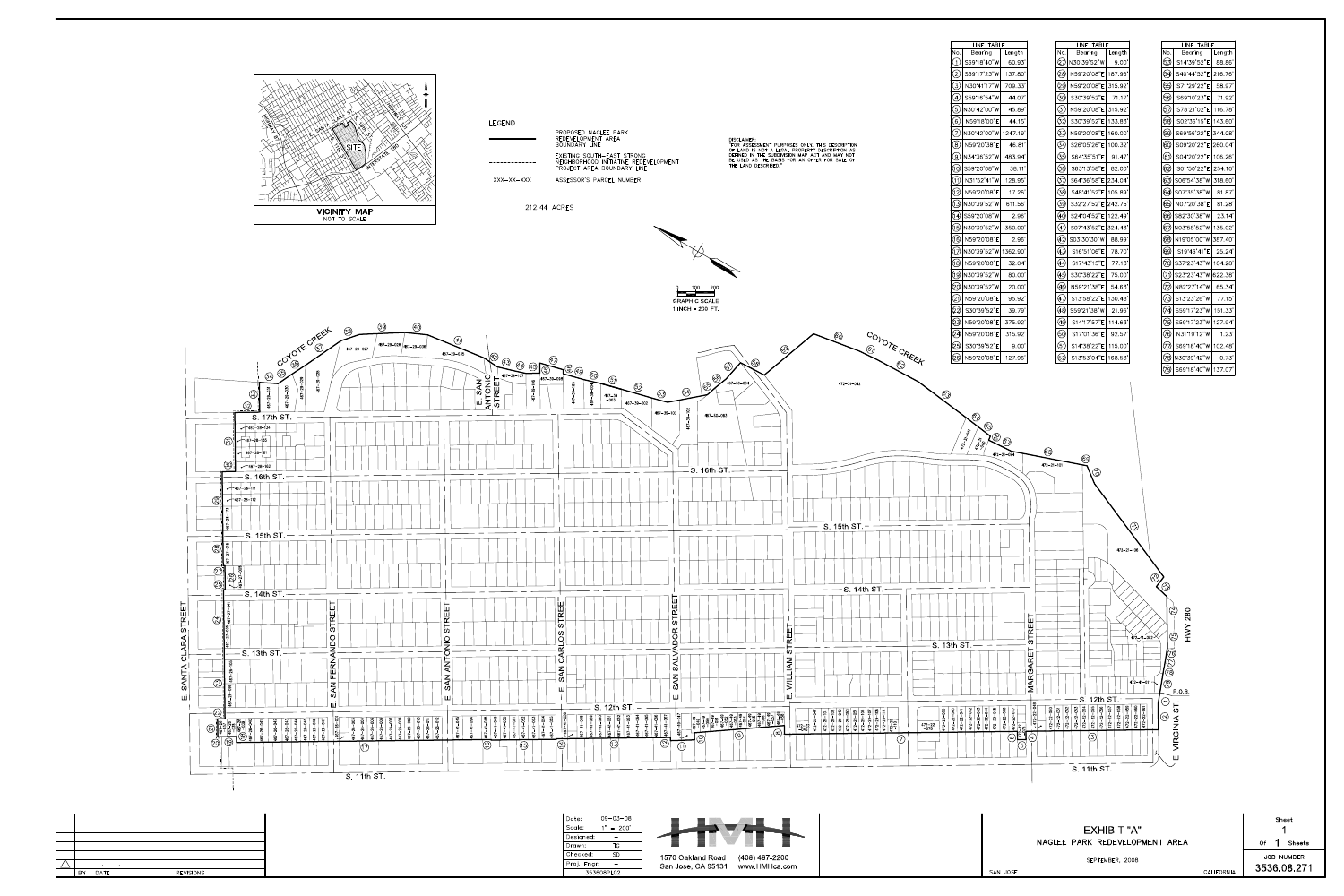# EXHIBIT "A"

## NAGLEE PARK REDEVELOPMENT AREA

SEPTEMBER, 2008

SAN JOSE CALIFORNIA

VICINITY MAP
NOT TO SCALE

LEGEND

PROPOSED NAGLEE PARK REDEVELOPMENT AREA BOUNDARY LINE

EXISTING SOUTH-EAST STRONG NEIGHBORHOOD INITIATIVE REDEVELOPMENT PROJECT AREA BOUNDARY LINE

XXX-XX-XXX ASSESSOR'S PARCEL NUMBER

212.44 ACRES

DISCLAIMER:
"FOR ASSESSMENT PURPOSES ONLY. THIS DESCRIPTION OF LAND IS NOT A LEGAL PROPERTY DESCRIPTION AS DEFINED IN THE SUBDIVISION MAP ACT AND MAY NOT BE USED AS THE BASIS FOR AN OFFER FOR SALE OF THE LAND DESCRIBED."

GRAPHIC SCALE
1 INCH = 200 FT.

| LINE TABLE | | |
|---|---|---|
| No. | Bearing | Length |
| 1 | S69°18'40"W | 60.93' |
| 2 | S59°17'23"W | 137.80' |
| 3 | N30°41'17"W | 709.33' |
| 4 | S59°18'54"W | 44.07' |
| 5 | N30°42'00"W | 45.89' |
| 6 | N59°18'00"E | 44.15' |
| 7 | N30°42'00"W | 1247.19' |
| 8 | N59°20'38"E | 46.81' |
| 9 | N34°36'52"W | 463.94' |
| 10 | S59°20'08"W | 38.11' |
| 11 | N31°52'41"W | 128.95' |
| 12 | N59°20'08"E | 17.26' |
| 13 | N30°39'52"W | 611.56' |
| 14 | S59°20'08"W | 2.96' |
| 15 | N30°39'52"W | 350.00' |
| 16 | N59°20'08"E | 2.96' |
| 17 | N30°39'52"W | 1362.90' |
| 18 | N59°20'08"E | 32.04' |
| 19 | N30°39'52"W | 80.00' |
| 20 | N30°39'52"W | 20.00' |
| 21 | N59°20'08"E | 95.92' |
| 22 | S30°39'52"E | 39.79' |
| 23 | N59°20'08"E | 375.92' |
| 24 | N59°20'08"E | 315.92' |
| 25 | S30°39'52"E | 9.00' |
| 26 | N59°20'08"E | 127.96' |

| LINE TABLE | | |
|---|---|---|
| No. | Bearing | Length |
| 27 | N30°39'52"W | 9.00' |
| 28 | N59°20'08"E | 187.96' |
| 29 | N59°20'08"E | 315.92' |
| 30 | S30°39'52"E | 71.17' |
| 31 | N59°20'08"E | 315.92' |
| 32 | S30°39'52"E | 133.83' |
| 33 | N59°20'08"E | 160.00' |
| 34 | S26°05'26"E | 100.32' |
| 35 | S64°35'51"E | 91.47' |
| 36 | S63°13'58"E | 82.00' |
| 37 | S64°36'58"E | 234.04' |
| 38 | S48°41'52"E | 105.89' |
| 39 | S32°27'52"E | 242.75' |
| 40 | S24°04'52"E | 122.49' |
| 41 | S07°43'52"E | 324.43' |
| 42 | S03°30'30"W | 88.99' |
| 43 | S16°51'06"E | 78.70' |
| 44 | S17°43'15"E | 77.13' |
| 45 | S30°38'22"E | 75.00' |
| 46 | N59°21'38"E | 54.63' |
| 47 | S13°58'22"E | 130.48' |
| 48 | S59°21'38"W | 21.96' |
| 49 | S14°17'57"E | 114.63' |
| 50 | S17°01'36"E | 92.57' |
| 51 | S14°38'22"E | 115.00' |
| 52 | S13°53'04"E | 168.53' |

| LINE TABLE | | |
|---|---|---|
| No. | Bearing | Length |
| 53 | S14°39'52"E | 88.86' |
| 54 | S40°44'52"E | 215.76' |
| 55 | S71°29'22"E | 58.97' |
| 56 | S69°10'23"E | 71.92' |
| 57 | S78°21'02"E | 116.78' |
| 58 | S02°36'15"E | 143.60' |
| 59 | S69°56'22"E | 344.08' |
| 60 | S09°20'22"E | 260.04' |
| 61 | S04°20'22"E | 106.26' |
| 62 | S01°50'22"E | 254.10' |
| 63 | S06°54'38"W | 318.60' |
| 64 | S07°35'38"W | 81.87' |
| 65 | N07°20'38"E | 81.28' |
| 66 | S82°30'38"W | 23.14' |
| 67 | N03°58'52"W | 135.02' |
| 68 | N19°05'00"W | 387.40' |
| 69 | S19°46'41"E | 25.24' |
| 70 | S37°23'43"W | 104.28' |
| 71 | S37°23'43"W | 622.38' |
| 72 | N82°27'14"W | 65.34' |
| 73 | S13°23'26"W | 77.15' |
| 74 | S59°17'23"W | 151.33' |
| 75 | S59°17'23"W | 127.94' |
| 76 | N31°19'12"W | 1.23' |
| 77 | S69°18'40"W | 102.48' |
| 78 | N30°39'42"W | 0.73' |
| 79 | S69°18'40"W | 137.07' |

COYOTE CREEK

S. 17th ST. S. 16th ST. S. 15th ST. S. 14th ST. S. 13th ST. S. 12th ST. S. 11th ST.

E. SANTA CLARA STREET E. SAN FERNANDO STREET E. SAN ANTONIO STREET E. SAN CARLOS STREET E. SAN SALVADOR STREET E. WILLIAM STREET MARGARET STREET E. VIRGINIA ST. HWY 280

P.O.B.

| | |
|---|---|
| Date: | 09-03-08 |
| Scale: | 1" = 200' |
| Designed: | – |
| Drawn: | TG |
| Checked: | SD |
| Proj. Engr: | – |
| | 353608PL02 |

HMH
1570 Oakland Road (408) 487-2200
San Jose, CA 95131 www.HMHca.com

BY DATE REVISIONS

Sheet 1 Of 1 Sheets

JOB NUMBER
3536.08.271